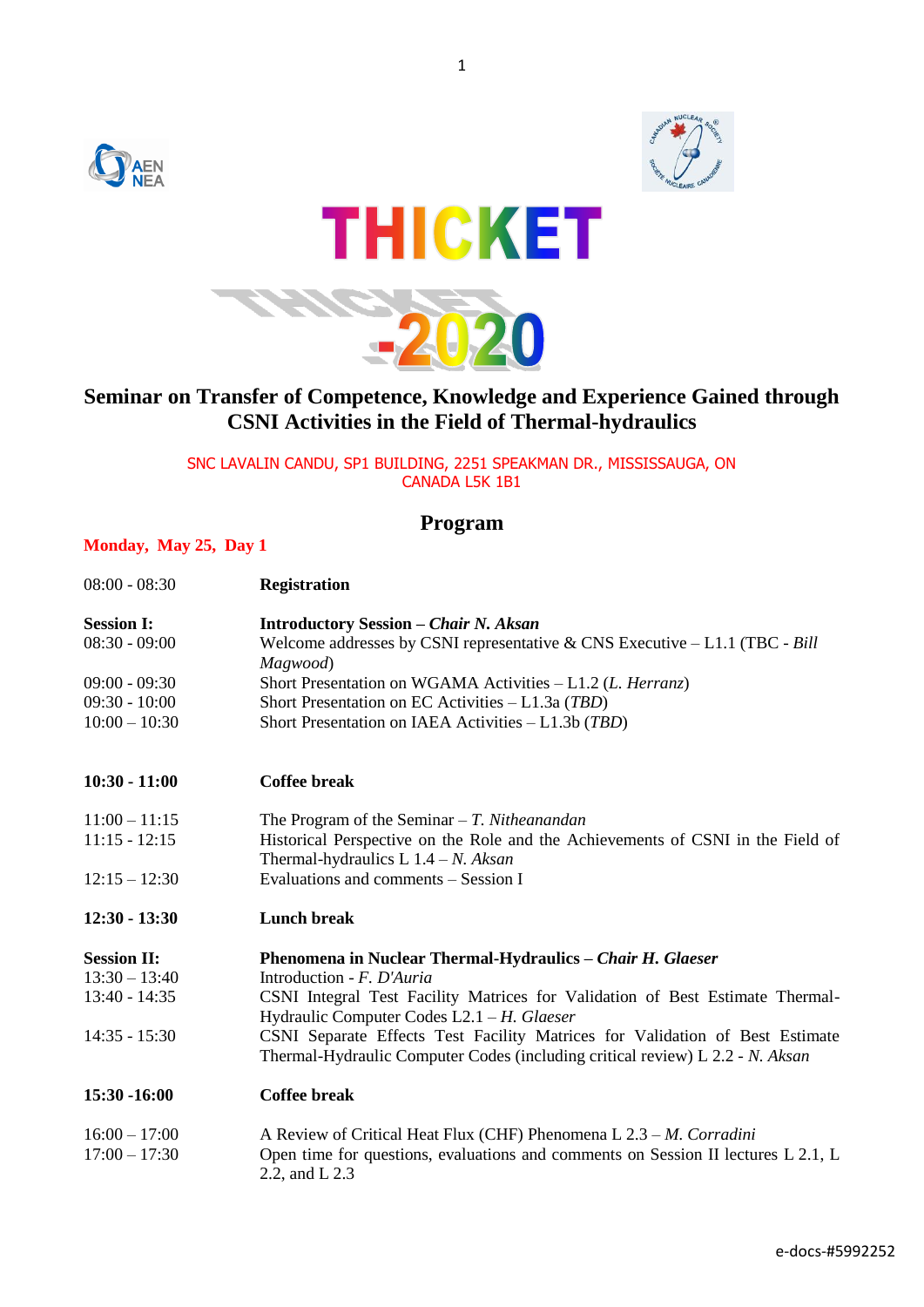# THICKET

# THICKET -2020

## Seminar on Transfer of Competence, Knowledge and Experience Gained through CSNI Activities in the Field of Thermal-hydraulics

SNC LAVALIN CANDU, SP1 BUILDING, 2251 SPEAKMAN DR., MISSISSAUGA, ON CANADA L5K 1B1

## Program

**Monday, May 25, Day 1**

| | |
|---|---|
| 08:00 - 08:30 | **Registration** |
| **Session I:** | **Introductory Session – *Chair N. Aksan*** |
| 08:30 - 09:00 | Welcome addresses by CSNI representative & CNS Executive – L1.1 (TBC - *Bill Magwood*) |
| 09:00 - 09:30 | Short Presentation on WGAMA Activities – L1.2 (*L. Herranz*) |
| 09:30 - 10:00 | Short Presentation on EC Activities – L1.3a (*TBD*) |
| 10:00 – 10:30 | Short Presentation on IAEA Activities – L1.3b (*TBD*) |
| **10:30 - 11:00** | **Coffee break** |
| 11:00 – 11:15 | The Program of the Seminar – *T. Nitheanandan* |
| 11:15 - 12:15 | Historical Perspective on the Role and the Achievements of CSNI in the Field of Thermal-hydraulics L 1.4 – *N. Aksan* |
| 12:15 – 12:30 | Evaluations and comments – Session I |
| **12:30 - 13:30** | **Lunch break** |
| **Session II:** | **Phenomena in Nuclear Thermal-Hydraulics – *Chair H. Glaeser*** |
| 13:30 – 13:40 | Introduction - *F. D'Auria* |
| 13:40 - 14:35 | CSNI Integral Test Facility Matrices for Validation of Best Estimate Thermal-Hydraulic Computer Codes L2.1 – *H. Glaeser* |
| 14:35 - 15:30 | CSNI Separate Effects Test Facility Matrices for Validation of Best Estimate Thermal-Hydraulic Computer Codes (including critical review) L 2.2 - *N. Aksan* |
| **15:30 -16:00** | **Coffee break** |
| 16:00 – 17:00 | A Review of Critical Heat Flux (CHF) Phenomena L 2.3 – *M. Corradini* |
| 17:00 – 17:30 | Open time for questions, evaluations and comments on Session II lectures L 2.1, L 2.2, and L 2.3 |

e-docs-#5992252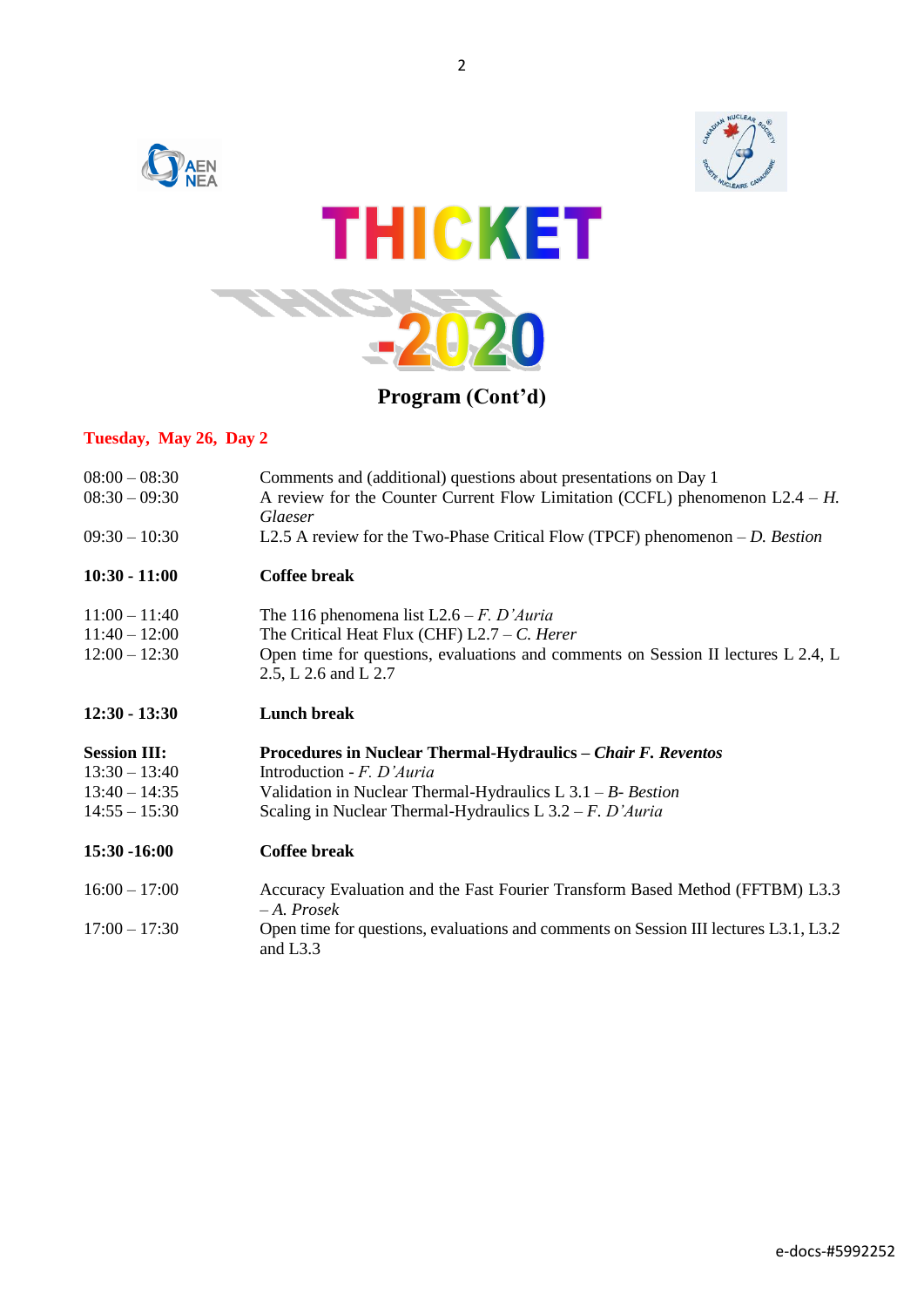# THICKET

# THICKET-2020

## Program (Cont'd)

**Tuesday, May 26, Day 2**

| | |
|---|---|
| 08:00 – 08:30 | Comments and (additional) questions about presentations on Day 1 |
| 08:30 – 09:30 | A review for the Counter Current Flow Limitation (CCFL) phenomenon L2.4 – *H. Glaeser* |
| 09:30 – 10:30 | L2.5 A review for the Two-Phase Critical Flow (TPCF) phenomenon – *D. Bestion* |
| **10:30 - 11:00** | **Coffee break** |
| 11:00 – 11:40 | The 116 phenomena list L2.6 – *F. D'Auria* |
| 11:40 – 12:00 | The Critical Heat Flux (CHF) L2.7 – *C. Herer* |
| 12:00 – 12:30 | Open time for questions, evaluations and comments on Session II lectures L 2.4, L 2.5, L 2.6 and L 2.7 |
| **12:30 - 13:30** | **Lunch break** |
| **Session III:** | **Procedures in Nuclear Thermal-Hydraulics – *Chair F. Reventos*** |
| 13:30 – 13:40 | Introduction - *F. D'Auria* |
| 13:40 – 14:35 | Validation in Nuclear Thermal-Hydraulics L 3.1 – *B- Bestion* |
| 14:55 – 15:30 | Scaling in Nuclear Thermal-Hydraulics L 3.2 – *F. D'Auria* |
| **15:30 -16:00** | **Coffee break** |
| 16:00 – 17:00 | Accuracy Evaluation and the Fast Fourier Transform Based Method (FFTBM) L3.3 – *A. Prosek* |
| 17:00 – 17:30 | Open time for questions, evaluations and comments on Session III lectures L3.1, L3.2 and L3.3 |

e-docs-#5992252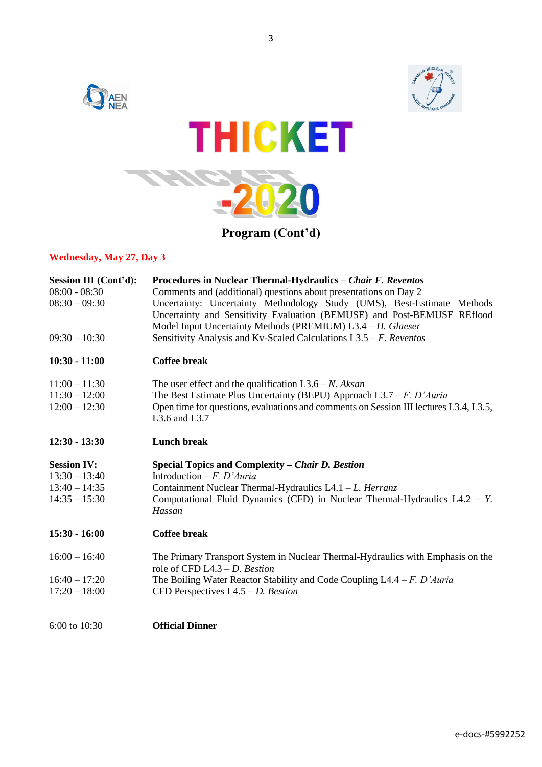# THICKET

# THICKET-2020

## Program (Cont'd)

**Wednesday, May 27, Day 3**

| | |
|---|---|
| **Session III (Cont'd):** | **Procedures in Nuclear Thermal-Hydraulics – *Chair F. Reventos*** |
| 08:00 - 08:30 | Comments and (additional) questions about presentations on Day 2 |
| 08:30 – 09:30 | Uncertainty: Uncertainty Methodology Study (UMS), Best-Estimate Methods Uncertainty and Sensitivity Evaluation (BEMUSE) and Post-BEMUSE REflood Model Input Uncertainty Methods (PREMIUM) L3.4 – *H. Glaeser* |
| 09:30 – 10:30 | Sensitivity Analysis and Kv-Scaled Calculations L3.5 – *F. Reventos* |
| **10:30 - 11:00** | **Coffee break** |
| 11:00 – 11:30 | The user effect and the qualification L3.6 – *N. Aksan* |
| 11:30 – 12:00 | The Best Estimate Plus Uncertainty (BEPU) Approach L3.7 – *F. D'Auria* |
| 12:00 – 12:30 | Open time for questions, evaluations and comments on Session III lectures L3.4, L3.5, L3.6 and L3.7 |
| **12:30 - 13:30** | **Lunch break** |
| **Session IV:** | **Special Topics and Complexity – *Chair D. Bestion*** |
| 13:30 – 13:40 | Introduction – *F. D'Auria* |
| 13:40 – 14:35 | Containment Nuclear Thermal-Hydraulics L4.1 – *L. Herranz* |
| 14:35 – 15:30 | Computational Fluid Dynamics (CFD) in Nuclear Thermal-Hydraulics L4.2 – *Y. Hassan* |
| **15:30 - 16:00** | **Coffee break** |
| 16:00 – 16:40 | The Primary Transport System in Nuclear Thermal-Hydraulics with Emphasis on the role of CFD L4.3 – *D. Bestion* |
| 16:40 – 17:20 | The Boiling Water Reactor Stability and Code Coupling L4.4 – *F. D'Auria* |
| 17:20 – 18:00 | CFD Perspectives L4.5 – *D. Bestion* |
| 6:00 to 10:30 | **Official Dinner** |

e-docs-#5992252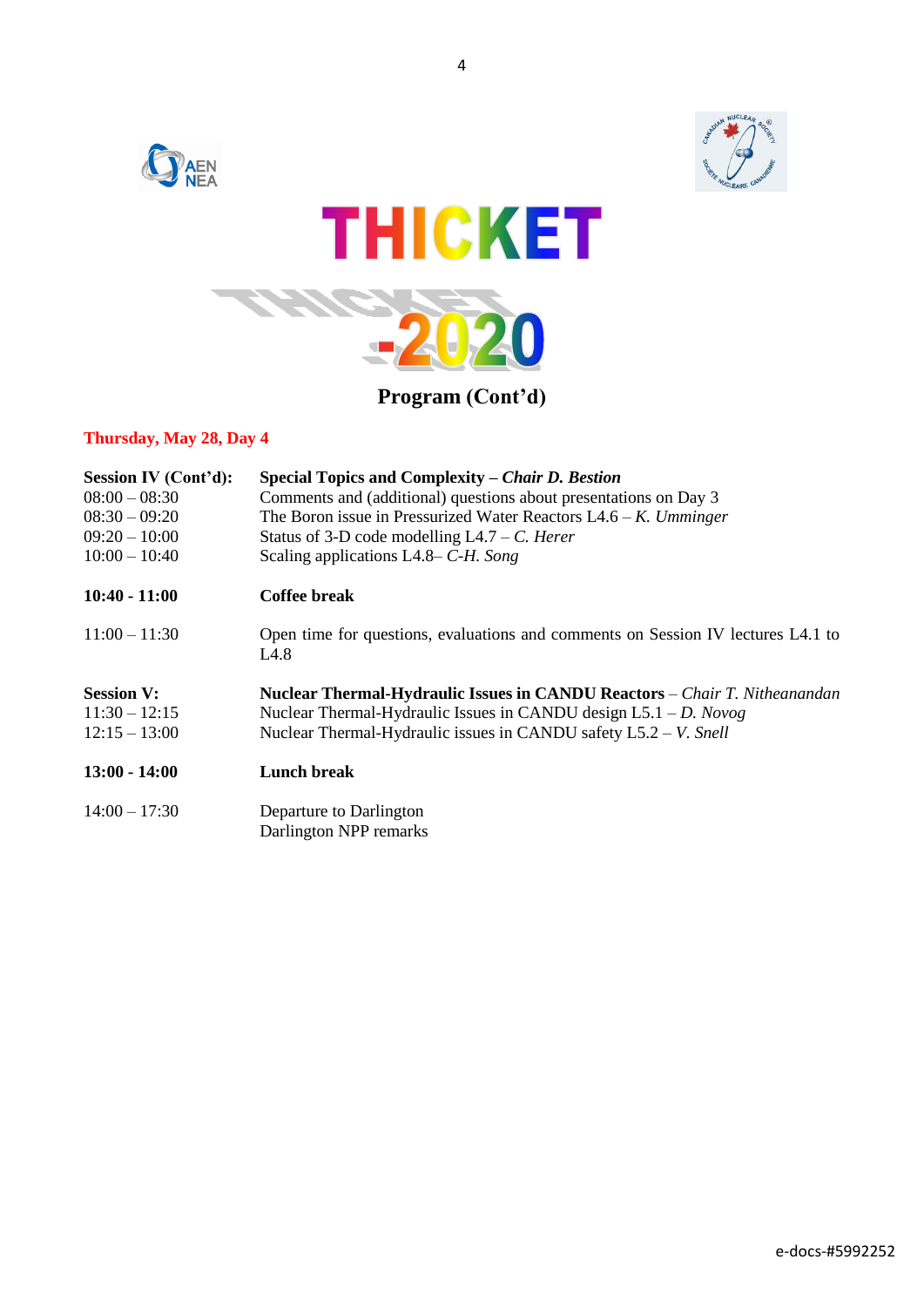# THICKET

# THICKET-2020

## Program (Cont'd)

**Thursday, May 28, Day 4**

| | |
|---|---|
| **Session IV (Cont'd):** | **Special Topics and Complexity – *Chair D. Bestion*** |
| 08:00 – 08:30 | Comments and (additional) questions about presentations on Day 3 |
| 08:30 – 09:20 | The Boron issue in Pressurized Water Reactors L4.6 – *K. Umminger* |
| 09:20 – 10:00 | Status of 3-D code modelling L4.7 – *C. Herer* |
| 10:00 – 10:40 | Scaling applications L4.8– *C-H. Song* |
| **10:40 - 11:00** | **Coffee break** |
| 11:00 – 11:30 | Open time for questions, evaluations and comments on Session IV lectures L4.1 to L4.8 |
| **Session V:** | **Nuclear Thermal-Hydraulic Issues in CANDU Reactors** – *Chair T. Nitheanandan* |
| 11:30 – 12:15 | Nuclear Thermal-Hydraulic Issues in CANDU design L5.1 – *D. Novog* |
| 12:15 – 13:00 | Nuclear Thermal-Hydraulic issues in CANDU safety L5.2 – *V. Snell* |
| **13:00 - 14:00** | **Lunch break** |
| 14:00 – 17:30 | Departure to Darlington<br>Darlington NPP remarks |

e-docs-#5992252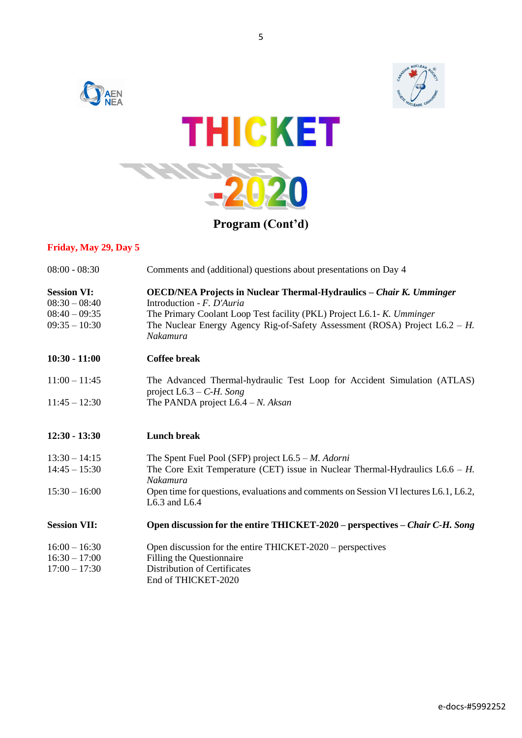# THICKET

# THICKET-2020

## Program (Cont'd)

**Friday, May 29, Day 5**

| | |
|---|---|
| 08:00 - 08:30 | Comments and (additional) questions about presentations on Day 4 |
| **Session VI:** | **OECD/NEA Projects in Nuclear Thermal-Hydraulics – *Chair K. Umminger*** |
| 08:30 – 08:40 | Introduction - *F. D'Auria* |
| 08:40 – 09:35 | The Primary Coolant Loop Test facility (PKL) Project L6.1- *K. Umminger* |
| 09:35 – 10:30 | The Nuclear Energy Agency Rig-of-Safety Assessment (ROSA) Project L6.2 – *H. Nakamura* |
| **10:30 - 11:00** | **Coffee break** |
| 11:00 – 11:45 | The Advanced Thermal-hydraulic Test Loop for Accident Simulation (ATLAS) project L6.3 – *C-H. Song* |
| 11:45 – 12:30 | The PANDA project L6.4 – *N. Aksan* |
| **12:30 - 13:30** | **Lunch break** |
| 13:30 – 14:15 | The Spent Fuel Pool (SFP) project L6.5 – *M. Adorni* |
| 14:45 – 15:30 | The Core Exit Temperature (CET) issue in Nuclear Thermal-Hydraulics L6.6 – *H. Nakamura* |
| 15:30 – 16:00 | Open time for questions, evaluations and comments on Session VI lectures L6.1, L6.2, L6.3 and L6.4 |
| **Session VII:** | **Open discussion for the entire THICKET-2020 – perspectives – *Chair C-H. Song*** |
| 16:00 – 16:30 | Open discussion for the entire THICKET-2020 – perspectives |
| 16:30 – 17:00 | Filling the Questionnaire |
| 17:00 – 17:30 | Distribution of Certificates |
| | End of THICKET-2020 |

e-docs-#5992252